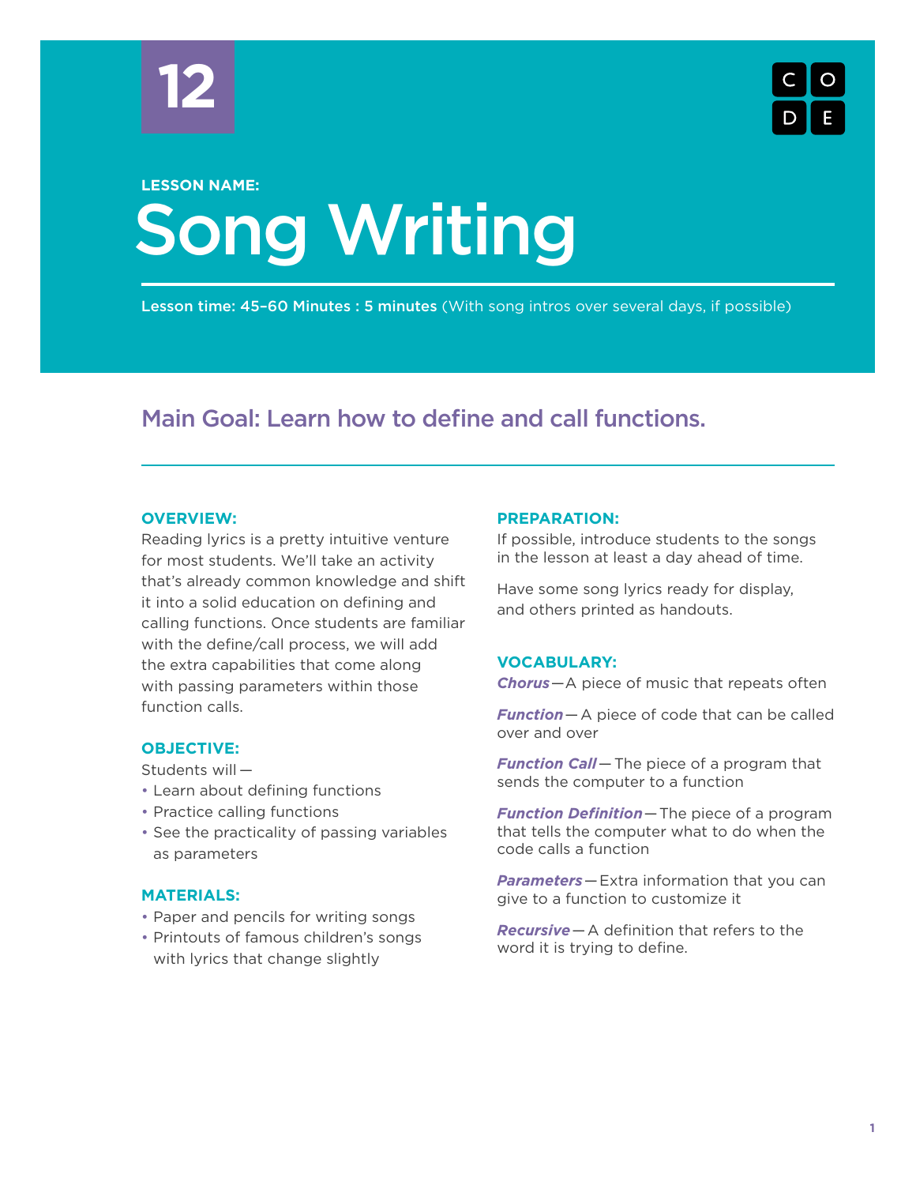12

**LESSON NAME:**

# Song Writing

**Lesson time: 45–60 Minutes : 5 minutes** (With song intros over several days, if possible)

## Main Goal: Learn how to define and call functions.

### OVERVIEW:

Reading lyrics is a pretty intuitive venture for most students. We'll take an activity that's already common knowledge and shift it into a solid education on defining and calling functions. Once students are familiar with the define/call process, we will add the extra capabilities that come along with passing parameters within those function calls.

### OBJECTIVE:

Students will —

- Learn about defining functions
- Practice calling functions
- See the practicality of passing variables as parameters

### MATERIALS:

- Paper and pencils for writing songs
- Printouts of famous children's songs with lyrics that change slightly

### PREPARATION:

If possible, introduce students to the songs in the lesson at least a day ahead of time.

Have some song lyrics ready for display, and others printed as handouts.

### VOCABULARY:

***Chorus***—A piece of music that repeats often

***Function***—A piece of code that can be called over and over

***Function Call***—The piece of a program that sends the computer to a function

***Function Definition***—The piece of a program that tells the computer what to do when the code calls a function

***Parameters***—Extra information that you can give to a function to customize it

***Recursive***—A definition that refers to the word it is trying to define.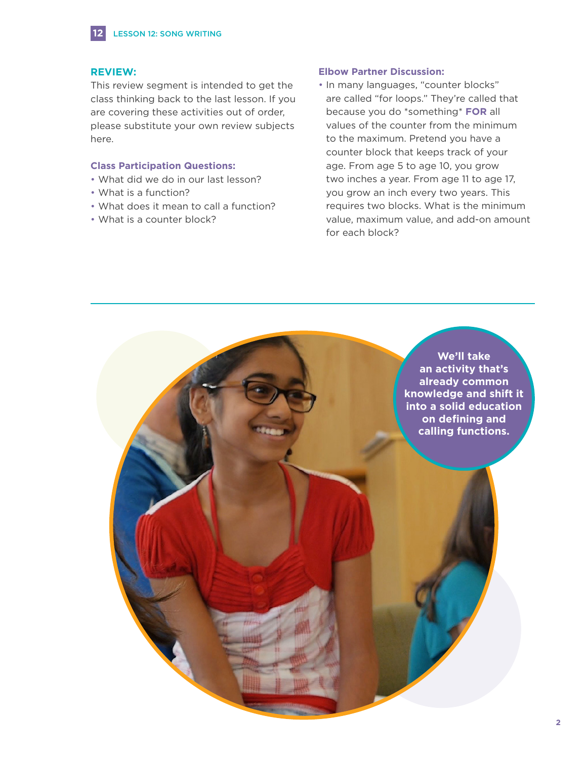## REVIEW:

This review segment is intended to get the class thinking back to the last lesson. If you are covering these activities out of order, please substitute your own review subjects here.

### Class Participation Questions:

- What did we do in our last lesson?
- What is a function?
- What does it mean to call a function?
- What is a counter block?

### Elbow Partner Discussion:

- In many languages, "counter blocks" are called "for loops." They're called that because you do *something* **FOR** all values of the counter from the minimum to the maximum. Pretend you have a counter block that keeps track of your age. From age 5 to age 10, you grow two inches a year. From age 11 to age 17, you grow an inch every two years. This requires two blocks. What is the minimum value, maximum value, and add-on amount for each block?

**We'll take an activity that's already common knowledge and shift it into a solid education on defining and calling functions.**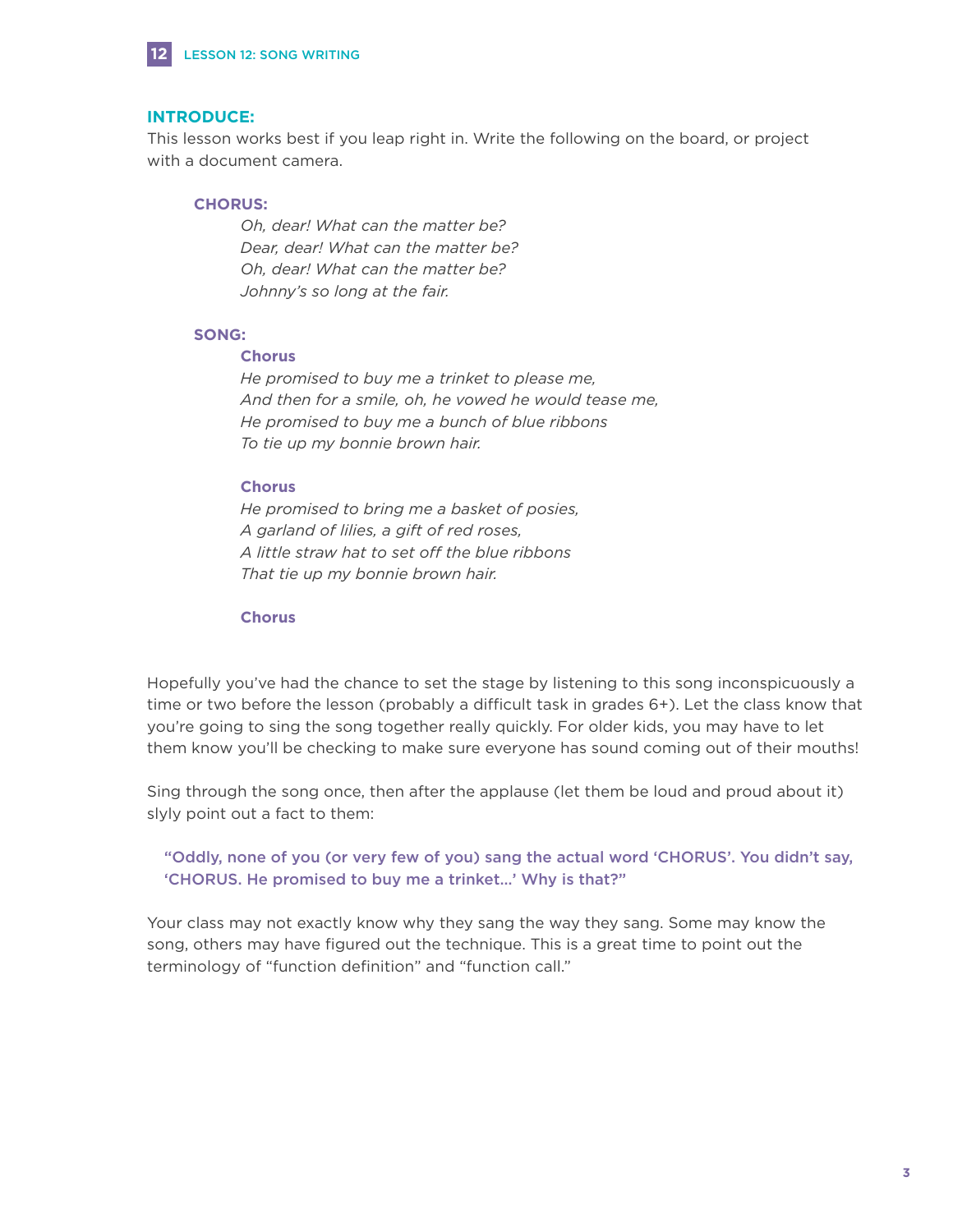## INTRODUCE:

This lesson works best if you leap right in. Write the following on the board, or project with a document camera.

**CHORUS:**

*Oh, dear! What can the matter be?*
*Dear, dear! What can the matter be?*
*Oh, dear! What can the matter be?*
*Johnny's so long at the fair.*

**SONG:**

**Chorus**

*He promised to buy me a trinket to please me,*
*And then for a smile, oh, he vowed he would tease me,*
*He promised to buy me a bunch of blue ribbons*
*To tie up my bonnie brown hair.*

**Chorus**

*He promised to bring me a basket of posies,*
*A garland of lilies, a gift of red roses,*
*A little straw hat to set off the blue ribbons*
*That tie up my bonnie brown hair.*

**Chorus**

Hopefully you've had the chance to set the stage by listening to this song inconspicuously a time or two before the lesson (probably a difficult task in grades 6+). Let the class know that you're going to sing the song together really quickly. For older kids, you may have to let them know you'll be checking to make sure everyone has sound coming out of their mouths!

Sing through the song once, then after the applause (let them be loud and proud about it) slyly point out a fact to them:

> **"Oddly, none of you (or very few of you) sang the actual word 'CHORUS'. You didn't say, 'CHORUS. He promised to buy me a trinket...' Why is that?"**

Your class may not exactly know why they sang the way they sang. Some may know the song, others may have figured out the technique. This is a great time to point out the terminology of "function definition" and "function call."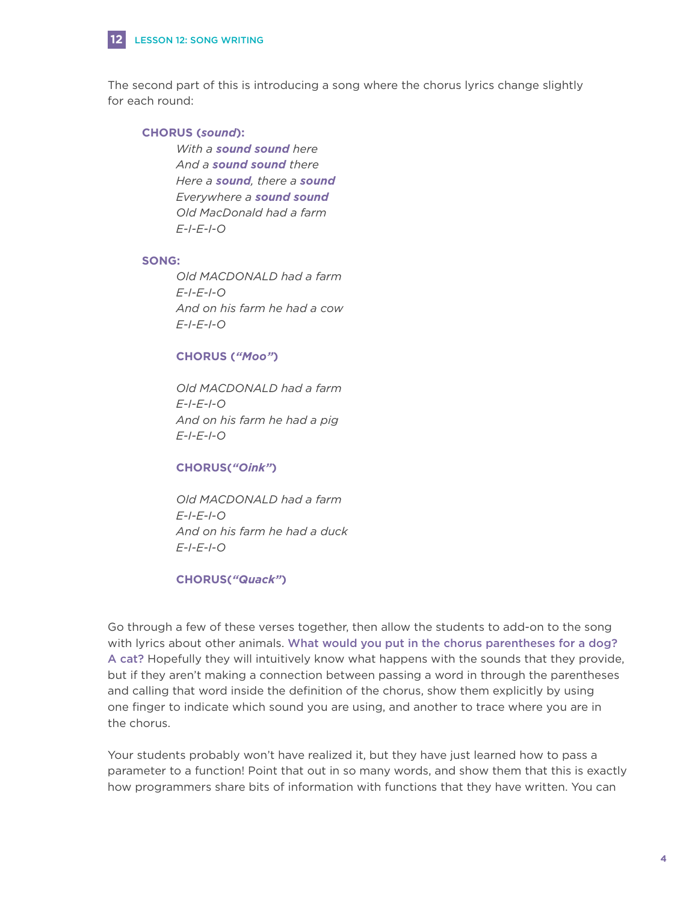The second part of this is introducing a song where the chorus lyrics change slightly for each round:

**CHORUS (*sound*):**

*With a **sound sound** here*
*And a **sound sound** there*
*Here a **sound**, there a **sound***
*Everywhere a **sound sound***
*Old MacDonald had a farm*
*E-I-E-I-O*

**SONG:**

*Old MACDONALD had a farm*
*E-I-E-I-O*
*And on his farm he had a cow*
*E-I-E-I-O*

**CHORUS (*"Moo"*)**

*Old MACDONALD had a farm*
*E-I-E-I-O*
*And on his farm he had a pig*
*E-I-E-I-O*

**CHORUS(*"Oink"*)**

*Old MACDONALD had a farm*
*E-I-E-I-O*
*And on his farm he had a duck*
*E-I-E-I-O*

**CHORUS(*"Quack"*)**

Go through a few of these verses together, then allow the students to add-on to the song with lyrics about other animals. **What would you put in the chorus parentheses for a dog? A cat?** Hopefully they will intuitively know what happens with the sounds that they provide, but if they aren't making a connection between passing a word in through the parentheses and calling that word inside the definition of the chorus, show them explicitly by using one finger to indicate which sound you are using, and another to trace where you are in the chorus.

Your students probably won't have realized it, but they have just learned how to pass a parameter to a function! Point that out in so many words, and show them that this is exactly how programmers share bits of information with functions that they have written. You can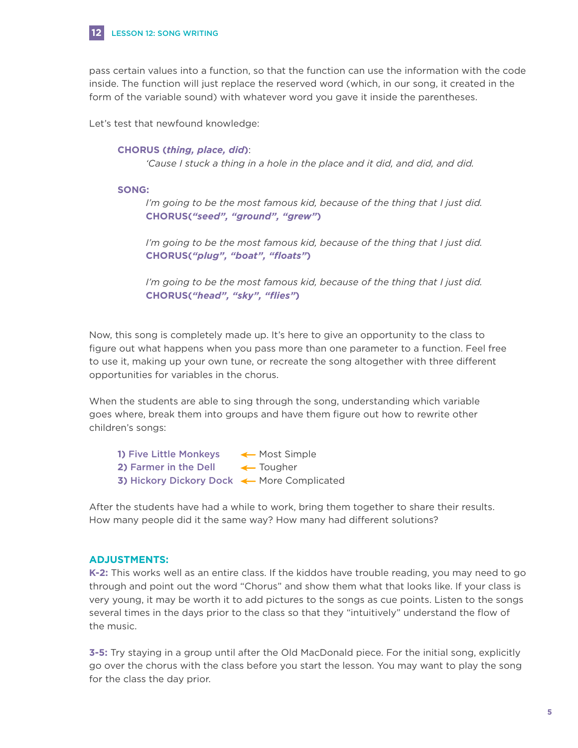pass certain values into a function, so that the function can use the information with the code inside. The function will just replace the reserved word (which, in our song, it created in the form of the variable sound) with whatever word you gave it inside the parentheses.

Let's test that newfound knowledge:

> **CHORUS (*thing, place, did*)**:
> *'Cause I stuck a thing in a hole in the place and it did, and did, and did.*
>
> **SONG:**
> *I'm going to be the most famous kid, because of the thing that I just did.*
> **CHORUS(*"seed", "ground", "grew"*)**
>
> *I'm going to be the most famous kid, because of the thing that I just did.*
> **CHORUS(*"plug", "boat", "floats"*)**
>
> *I'm going to be the most famous kid, because of the thing that I just did.*
> **CHORUS(*"head", "sky", "flies"*)**

Now, this song is completely made up. It's here to give an opportunity to the class to figure out what happens when you pass more than one parameter to a function. Feel free to use it, making up your own tune, or recreate the song altogether with three different opportunities for variables in the chorus.

When the students are able to sing through the song, understanding which variable goes where, break them into groups and have them figure out how to rewrite other children's songs:

**1) Five Little Monkeys** ← Most Simple
**2) Farmer in the Dell** ← Tougher
**3) Hickory Dickory Dock** ← More Complicated

After the students have had a while to work, bring them together to share their results. How many people did it the same way? How many had different solutions?

### ADJUSTMENTS:

**K-2:** This works well as an entire class. If the kiddos have trouble reading, you may need to go through and point out the word "Chorus" and show them what that looks like. If your class is very young, it may be worth it to add pictures to the songs as cue points. Listen to the songs several times in the days prior to the class so that they "intuitively" understand the flow of the music.

**3-5:** Try staying in a group until after the Old MacDonald piece. For the initial song, explicitly go over the chorus with the class before you start the lesson. You may want to play the song for the class the day prior.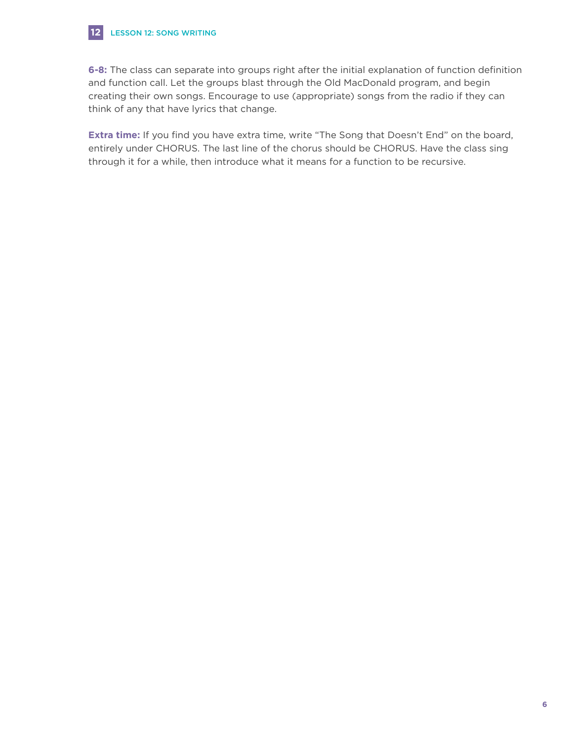**6-8:** The class can separate into groups right after the initial explanation of function definition and function call. Let the groups blast through the Old MacDonald program, and begin creating their own songs. Encourage to use (appropriate) songs from the radio if they can think of any that have lyrics that change.

**Extra time:** If you find you have extra time, write "The Song that Doesn't End" on the board, entirely under CHORUS. The last line of the chorus should be CHORUS. Have the class sing through it for a while, then introduce what it means for a function to be recursive.